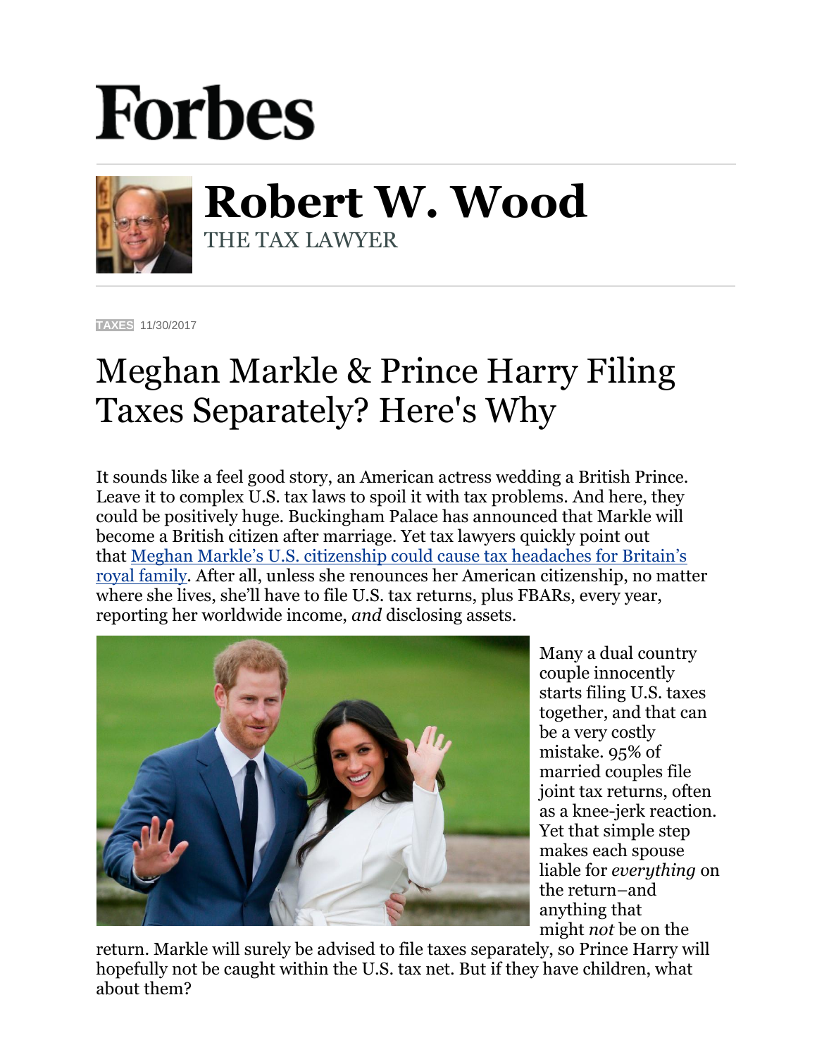# Forbes

## Robert W. Wood

THE TAX LAWYER

TAXES 11/30/2017

# Meghan Markle & Prince Harry Filing Taxes Separately? Here's Why

It sounds like a feel good story, an American actress wedding a British Prince. Leave it to complex U.S. tax laws to spoil it with tax problems. And here, they could be positively huge. Buckingham Palace has announced that Markle will become a British citizen after marriage. Yet tax lawyers quickly point out that [Meghan Markle's U.S. citizenship could cause tax headaches for Britain's royal family](). After all, unless she renounces her American citizenship, no matter where she lives, she'll have to file U.S. tax returns, plus FBARs, every year, reporting her worldwide income, *and* disclosing assets.

Many a dual country couple innocently starts filing U.S. taxes together, and that can be a very costly mistake. 95% of married couples file joint tax returns, often as a knee-jerk reaction. Yet that simple step makes each spouse liable for *everything* on the return–and anything that might *not* be on the return. Markle will surely be advised to file taxes separately, so Prince Harry will hopefully not be caught within the U.S. tax net. But if they have children, what about them?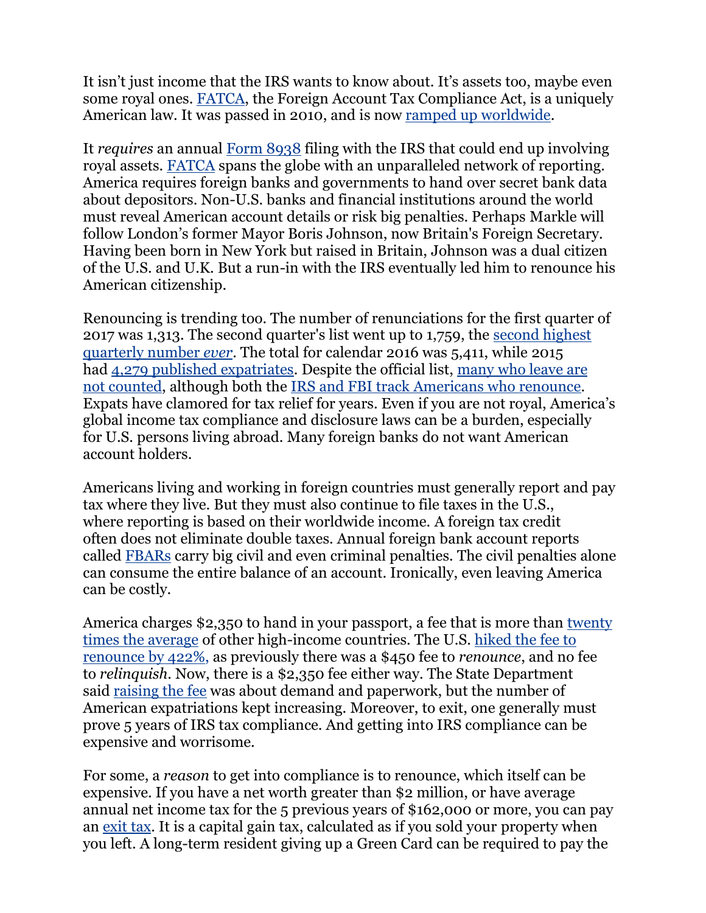It isn't just income that the IRS wants to know about. It's assets too, maybe even some royal ones. FATCA, the Foreign Account Tax Compliance Act, is a uniquely American law. It was passed in 2010, and is now ramped up worldwide.

It *requires* an annual Form 8938 filing with the IRS that could end up involving royal assets. FATCA spans the globe with an unparalleled network of reporting. America requires foreign banks and governments to hand over secret bank data about depositors. Non-U.S. banks and financial institutions around the world must reveal American account details or risk big penalties. Perhaps Markle will follow London's former Mayor Boris Johnson, now Britain's Foreign Secretary. Having been born in New York but raised in Britain, Johnson was a dual citizen of the U.S. and U.K. But a run-in with the IRS eventually led him to renounce his American citizenship.

Renouncing is trending too. The number of renunciations for the first quarter of 2017 was 1,313. The second quarter's list went up to 1,759, the second highest quarterly number *ever*. The total for calendar 2016 was 5,411, while 2015 had 4,279 published expatriates. Despite the official list, many who leave are not counted, although both the IRS and FBI track Americans who renounce. Expats have clamored for tax relief for years. Even if you are not royal, America's global income tax compliance and disclosure laws can be a burden, especially for U.S. persons living abroad. Many foreign banks do not want American account holders.

Americans living and working in foreign countries must generally report and pay tax where they live. But they must also continue to file taxes in the U.S., where reporting is based on their worldwide income. A foreign tax credit often does not eliminate double taxes. Annual foreign bank account reports called FBARs carry big civil and even criminal penalties. The civil penalties alone can consume the entire balance of an account. Ironically, even leaving America can be costly.

America charges $2,350 to hand in your passport, a fee that is more than twenty times the average of other high-income countries. The U.S. hiked the fee to renounce by 422%, as previously there was a $450 fee to *renounce*, and no fee to *relinquish*. Now, there is a $2,350 fee either way. The State Department said raising the fee was about demand and paperwork, but the number of American expatriations kept increasing. Moreover, to exit, one generally must prove 5 years of IRS tax compliance. And getting into IRS compliance can be expensive and worrisome.

For some, a *reason* to get into compliance is to renounce, which itself can be expensive. If you have a net worth greater than $2 million, or have average annual net income tax for the 5 previous years of $162,000 or more, you can pay an exit tax. It is a capital gain tax, calculated as if you sold your property when you left. A long-term resident giving up a Green Card can be required to pay the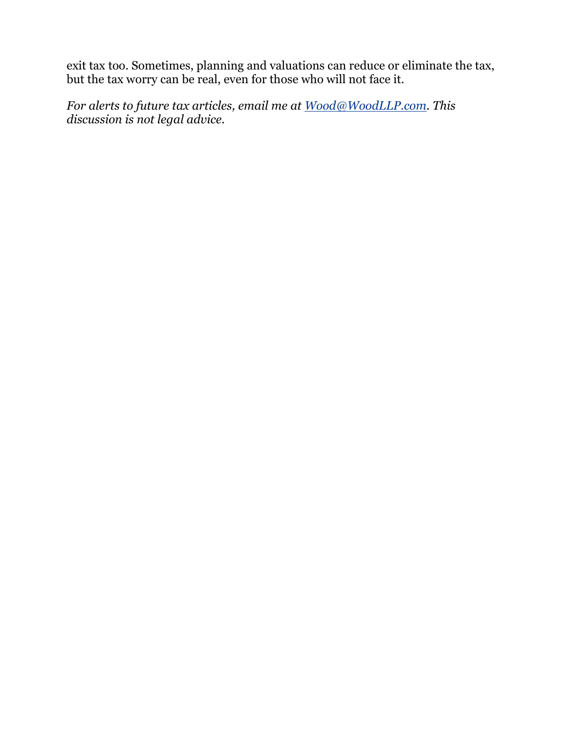exit tax too. Sometimes, planning and valuations can reduce or eliminate the tax, but the tax worry can be real, even for those who will not face it.

*For alerts to future tax articles, email me at [Wood@WoodLLP.com](mailto:Wood@WoodLLP.com). This discussion is not legal advice.*